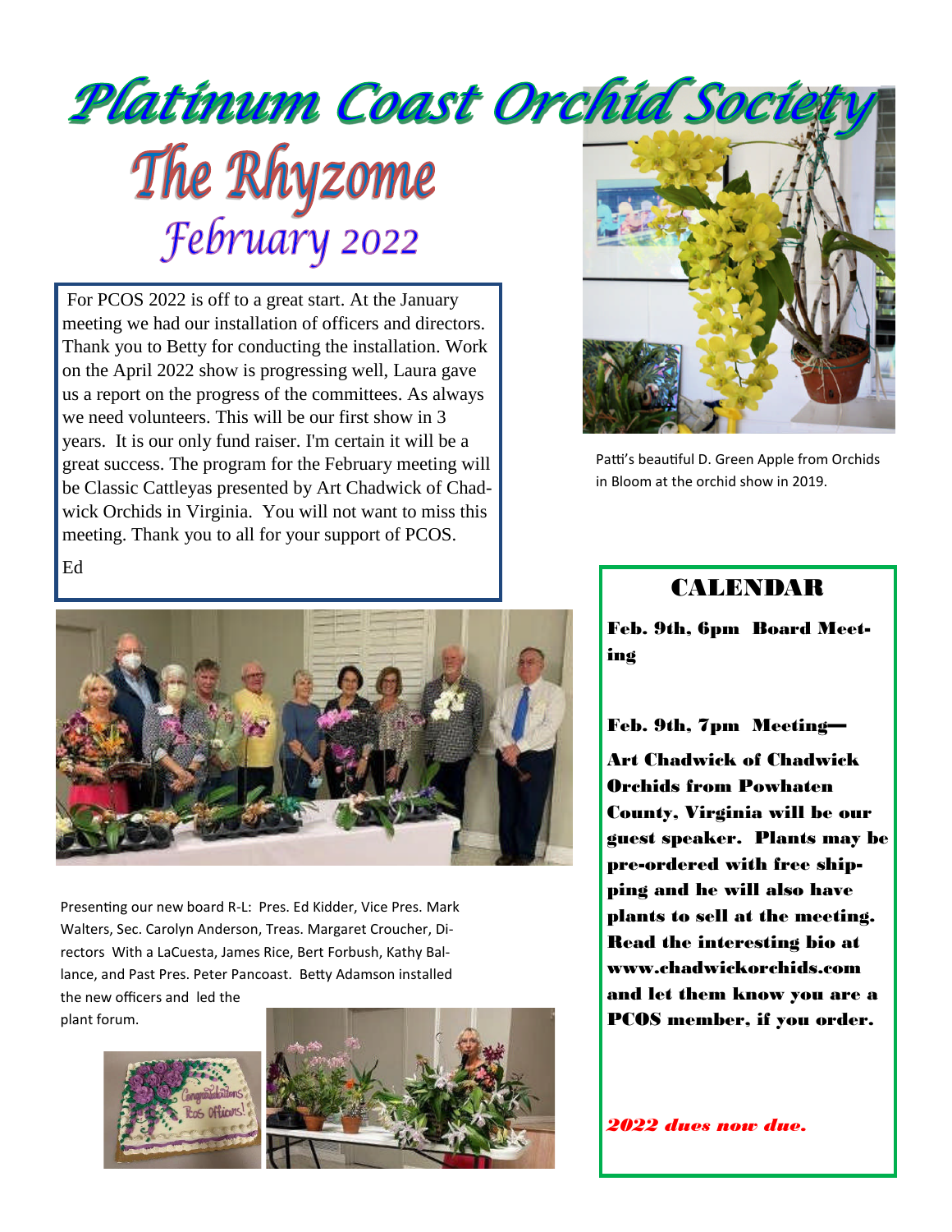# Platinum Coast Orchid Society

# The Rhyzome

## February 2022

For PCOS 2022 is off to a great start. At the January meeting we had our installation of officers and directors. Thank you to Betty for conducting the installation. Work on the April 2022 show is progressing well, Laura gave us a report on the progress of the committees. As always we need volunteers. This will be our first show in 3 years. It is our only fund raiser. I'm certain it will be a great success. The program for the February meeting will be Classic Cattleyas presented by Art Chadwick of Chadwick Orchids in Virginia. You will not want to miss this meeting. Thank you to all for your support of PCOS.

Ed

Patti's beautiful D. Green Apple from Orchids in Bloom at the orchid show in 2019.

Presenting our new board R-L: Pres. Ed Kidder, Vice Pres. Mark Walters, Sec. Carolyn Anderson, Treas. Margaret Croucher, Directors With a LaCuesta, James Rice, Bert Forbush, Kathy Ballance, and Past Pres. Peter Pancoast. Betty Adamson installed the new officers and led the plant forum.

## CALENDAR

**Feb. 9th, 6pm Board Meeting**

**Feb. 9th, 7pm Meeting—**

**Art Chadwick of Chadwick Orchids from Powhaten County, Virginia will be our guest speaker. Plants may be pre-ordered with free shipping and he will also have plants to sell at the meeting. Read the interesting bio at www.chadwickorchids.com and let them know you are a PCOS member, if you order.**

***2022 dues now due.***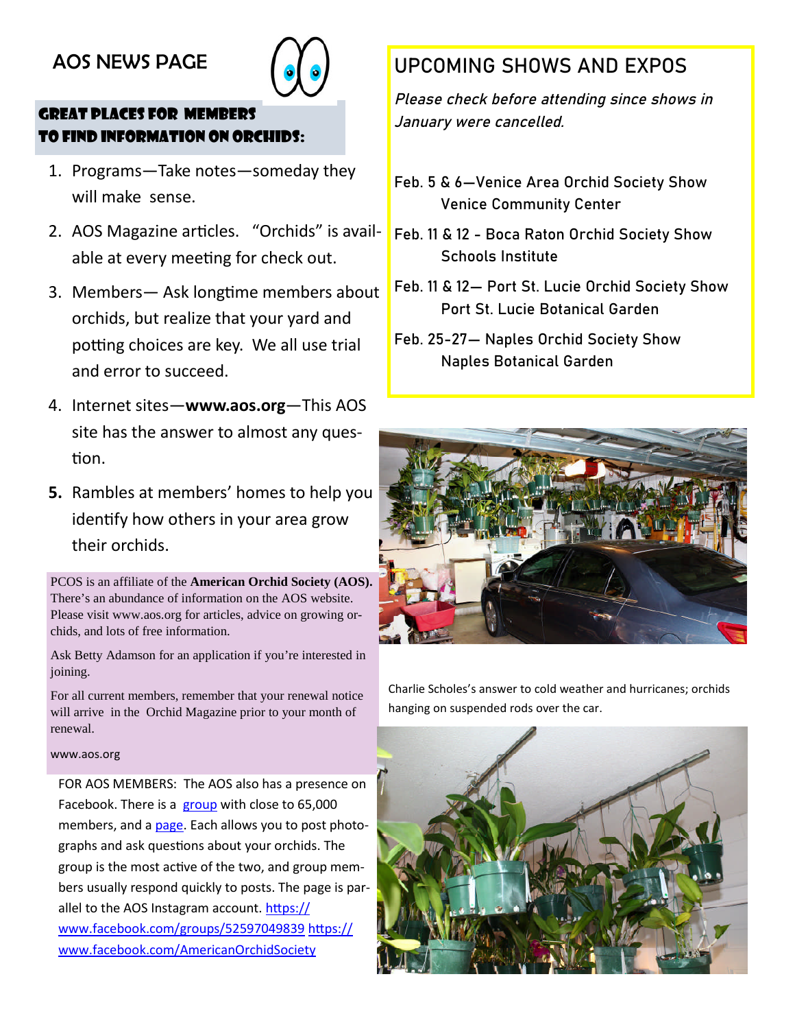# AOS NEWS PAGE

## GREAT PLACES FOR MEMBERS TO FIND INFORMATION ON ORCHIDS:

1. Programs—Take notes—someday they will make sense.
2. AOS Magazine articles. "Orchids" is available at every meeting for check out.
3. Members— Ask longtime members about orchids, but realize that your yard and potting choices are key. We all use trial and error to succeed.
4. Internet sites—**www.aos.org**—This AOS site has the answer to almost any question.
5. Rambles at members' homes to help you identify how others in your area grow their orchids.

PCOS is an affiliate of the **American Orchid Society (AOS).** There's an abundance of information on the AOS website. Please visit www.aos.org for articles, advice on growing orchids, and lots of free information.

Ask Betty Adamson for an application if you're interested in joining.

For all current members, remember that your renewal notice will arrive in the Orchid Magazine prior to your month of renewal.

www.aos.org

FOR AOS MEMBERS: The AOS also has a presence on Facebook. There is a group with close to 65,000 members, and a page. Each allows you to post photographs and ask questions about your orchids. The group is the most active of the two, and group members usually respond quickly to posts. The page is parallel to the AOS Instagram account. https://www.facebook.com/groups/52597049839 https://www.facebook.com/AmericanOrchidSociety

## UPCOMING SHOWS AND EXPOS

*Please check before attending since shows in January were cancelled.*

Feb. 5 & 6—Venice Area Orchid Society Show
Venice Community Center

Feb. 11 & 12 - Boca Raton Orchid Society Show
Schools Institute

Feb. 11 & 12— Port St. Lucie Orchid Society Show
Port St. Lucie Botanical Garden

Feb. 25-27— Naples Orchid Society Show
Naples Botanical Garden

Charlie Scholes's answer to cold weather and hurricanes; orchids hanging on suspended rods over the car.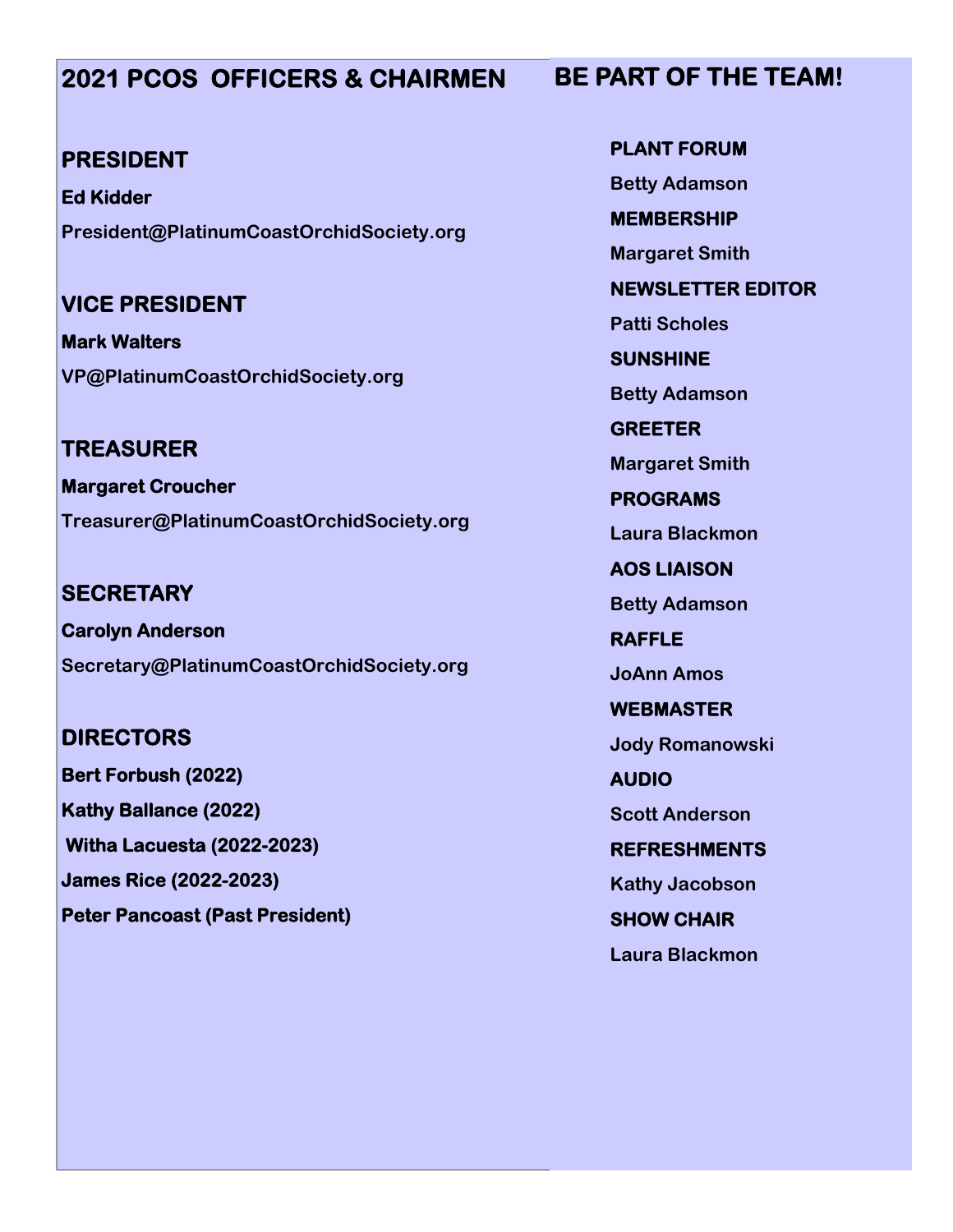## 2021 PCOS OFFICERS & CHAIRMEN

### PRESIDENT

**Ed Kidder**

**President@PlatinumCoastOrchidSociety.org**

### VICE PRESIDENT

**Mark Walters**

**VP@PlatinumCoastOrchidSociety.org**

### TREASURER

**Margaret Croucher**

**Treasurer@PlatinumCoastOrchidSociety.org**

### SECRETARY

**Carolyn Anderson**

**Secretary@PlatinumCoastOrchidSociety.org**

### DIRECTORS

**Bert Forbush (2022)**

**Kathy Ballance (2022)**

**Witha Lacuesta (2022-2023)**

**James Rice (2022-2023)**

**Peter Pancoast (Past President)**

## BE PART OF THE TEAM!

**PLANT FORUM**

Betty Adamson

**MEMBERSHIP**

Margaret Smith

**NEWSLETTER EDITOR**

Patti Scholes

**SUNSHINE**

Betty Adamson

**GREETER**

Margaret Smith

**PROGRAMS**

Laura Blackmon

**AOS LIAISON**

Betty Adamson

**RAFFLE**

JoAnn Amos

**WEBMASTER**

Jody Romanowski

**AUDIO**

Scott Anderson

**REFRESHMENTS**

Kathy Jacobson

**SHOW CHAIR**

Laura Blackmon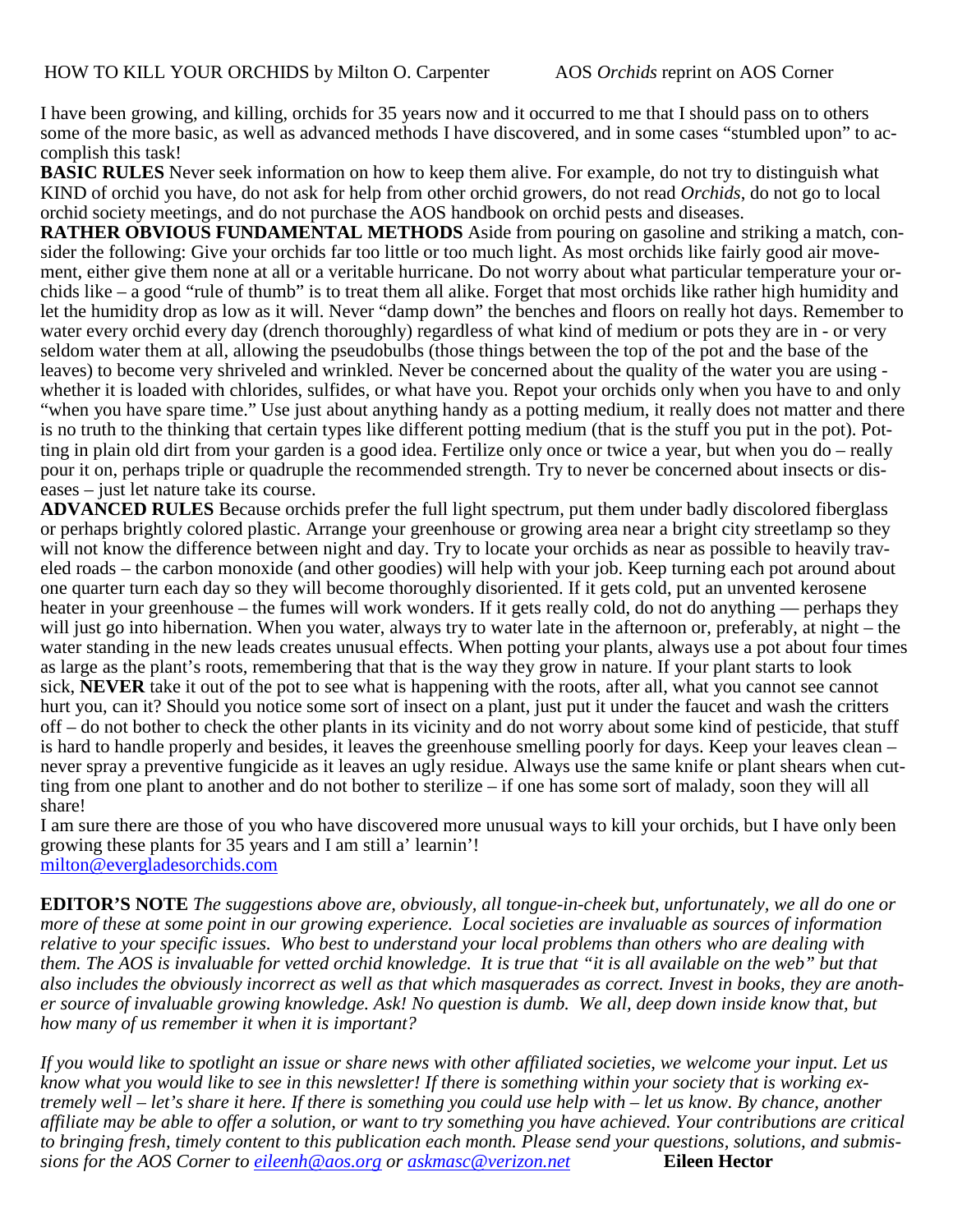HOW TO KILL YOUR ORCHIDS by Milton O. Carpenter AOS *Orchids* reprint on AOS Corner

I have been growing, and killing, orchids for 35 years now and it occurred to me that I should pass on to others some of the more basic, as well as advanced methods I have discovered, and in some cases "stumbled upon" to accomplish this task!

**BASIC RULES** Never seek information on how to keep them alive. For example, do not try to distinguish what KIND of orchid you have, do not ask for help from other orchid growers, do not read *Orchids*, do not go to local orchid society meetings, and do not purchase the AOS handbook on orchid pests and diseases.

**RATHER OBVIOUS FUNDAMENTAL METHODS** Aside from pouring on gasoline and striking a match, consider the following: Give your orchids far too little or too much light. As most orchids like fairly good air movement, either give them none at all or a veritable hurricane. Do not worry about what particular temperature your orchids like – a good "rule of thumb" is to treat them all alike. Forget that most orchids like rather high humidity and let the humidity drop as low as it will. Never "damp down" the benches and floors on really hot days. Remember to water every orchid every day (drench thoroughly) regardless of what kind of medium or pots they are in - or very seldom water them at all, allowing the pseudobulbs (those things between the top of the pot and the base of the leaves) to become very shriveled and wrinkled. Never be concerned about the quality of the water you are using - whether it is loaded with chlorides, sulfides, or what have you. Repot your orchids only when you have to and only "when you have spare time." Use just about anything handy as a potting medium, it really does not matter and there is no truth to the thinking that certain types like different potting medium (that is the stuff you put in the pot). Potting in plain old dirt from your garden is a good idea. Fertilize only once or twice a year, but when you do – really pour it on, perhaps triple or quadruple the recommended strength. Try to never be concerned about insects or diseases – just let nature take its course.

**ADVANCED RULES** Because orchids prefer the full light spectrum, put them under badly discolored fiberglass or perhaps brightly colored plastic. Arrange your greenhouse or growing area near a bright city streetlamp so they will not know the difference between night and day. Try to locate your orchids as near as possible to heavily traveled roads – the carbon monoxide (and other goodies) will help with your job. Keep turning each pot around about one quarter turn each day so they will become thoroughly disoriented. If it gets cold, put an unvented kerosene heater in your greenhouse – the fumes will work wonders. If it gets really cold, do not do anything — perhaps they will just go into hibernation. When you water, always try to water late in the afternoon or, preferably, at night – the water standing in the new leads creates unusual effects. When potting your plants, always use a pot about four times as large as the plant's roots, remembering that that is the way they grow in nature. If your plant starts to look sick, **NEVER** take it out of the pot to see what is happening with the roots, after all, what you cannot see cannot hurt you, can it? Should you notice some sort of insect on a plant, just put it under the faucet and wash the critters off – do not bother to check the other plants in its vicinity and do not worry about some kind of pesticide, that stuff is hard to handle properly and besides, it leaves the greenhouse smelling poorly for days. Keep your leaves clean – never spray a preventive fungicide as it leaves an ugly residue. Always use the same knife or plant shears when cutting from one plant to another and do not bother to sterilize – if one has some sort of malady, soon they will all share!

I am sure there are those of you who have discovered more unusual ways to kill your orchids, but I have only been growing these plants for 35 years and I am still a' learnin'!
milton@evergladesorchids.com

**EDITOR'S NOTE** *The suggestions above are, obviously, all tongue-in-cheek but, unfortunately, we all do one or more of these at some point in our growing experience. Local societies are invaluable as sources of information relative to your specific issues. Who best to understand your local problems than others who are dealing with them. The AOS is invaluable for vetted orchid knowledge. It is true that "it is all available on the web" but that also includes the obviously incorrect as well as that which masquerades as correct. Invest in books, they are another source of invaluable growing knowledge. Ask! No question is dumb. We all, deep down inside know that, but how many of us remember it when it is important?*

*If you would like to spotlight an issue or share news with other affiliated societies, we welcome your input. Let us know what you would like to see in this newsletter! If there is something within your society that is working extremely well – let's share it here. If there is something you could use help with – let us know. By chance, another affiliate may be able to offer a solution, or want to try something you have achieved. Your contributions are critical to bringing fresh, timely content to this publication each month. Please send your questions, solutions, and submissions for the AOS Corner to eileenh@aos.org or askmasc@verizon.net* **Eileen Hector**